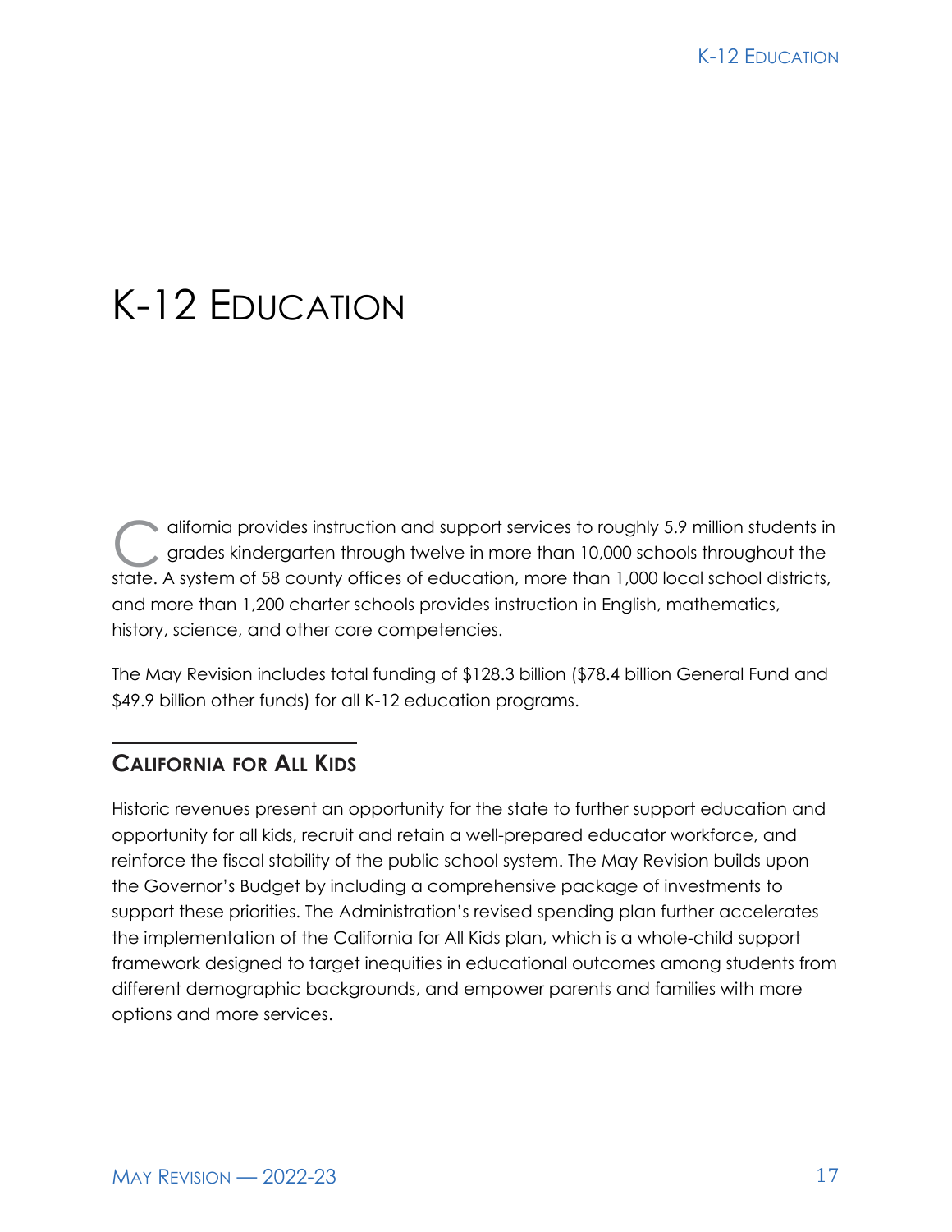# K-12 Education

California provides instruction and support services to roughly 5.9 million students in grades kindergarten through twelve in more than 10,000 schools throughout the state. A system of 58 county offices of education, more than 1,000 local school districts, and more than 1,200 charter schools provides instruction in English, mathematics, history, science, and other core competencies.

The May Revision includes total funding of $128.3 billion ($78.4 billion General Fund and $49.9 billion other funds) for all K-12 education programs.

## California for All Kids

Historic revenues present an opportunity for the state to further support education and opportunity for all kids, recruit and retain a well-prepared educator workforce, and reinforce the fiscal stability of the public school system. The May Revision builds upon the Governor's Budget by including a comprehensive package of investments to support these priorities. The Administration's revised spending plan further accelerates the implementation of the California for All Kids plan, which is a whole-child support framework designed to target inequities in educational outcomes among students from different demographic backgrounds, and empower parents and families with more options and more services.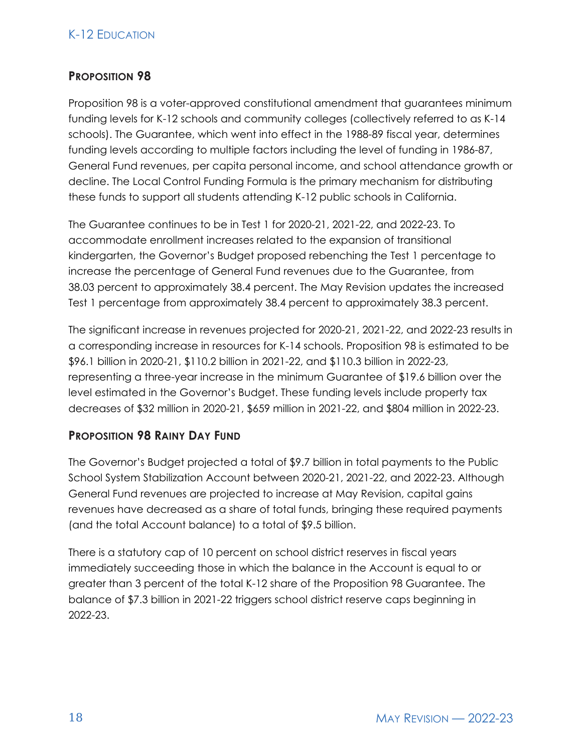## Proposition 98

Proposition 98 is a voter-approved constitutional amendment that guarantees minimum funding levels for K-12 schools and community colleges (collectively referred to as K-14 schools). The Guarantee, which went into effect in the 1988-89 fiscal year, determines funding levels according to multiple factors including the level of funding in 1986-87, General Fund revenues, per capita personal income, and school attendance growth or decline. The Local Control Funding Formula is the primary mechanism for distributing these funds to support all students attending K-12 public schools in California.

The Guarantee continues to be in Test 1 for 2020-21, 2021-22, and 2022-23. To accommodate enrollment increases related to the expansion of transitional kindergarten, the Governor's Budget proposed rebenching the Test 1 percentage to increase the percentage of General Fund revenues due to the Guarantee, from 38.03 percent to approximately 38.4 percent. The May Revision updates the increased Test 1 percentage from approximately 38.4 percent to approximately 38.3 percent.

The significant increase in revenues projected for 2020-21, 2021-22, and 2022-23 results in a corresponding increase in resources for K-14 schools. Proposition 98 is estimated to be $96.1 billion in 2020-21, $110.2 billion in 2021-22, and $110.3 billion in 2022-23, representing a three-year increase in the minimum Guarantee of $19.6 billion over the level estimated in the Governor's Budget. These funding levels include property tax decreases of $32 million in 2020-21, $659 million in 2021-22, and $804 million in 2022-23.

## Proposition 98 Rainy Day Fund

The Governor's Budget projected a total of $9.7 billion in total payments to the Public School System Stabilization Account between 2020-21, 2021-22, and 2022-23. Although General Fund revenues are projected to increase at May Revision, capital gains revenues have decreased as a share of total funds, bringing these required payments (and the total Account balance) to a total of $9.5 billion.

There is a statutory cap of 10 percent on school district reserves in fiscal years immediately succeeding those in which the balance in the Account is equal to or greater than 3 percent of the total K-12 share of the Proposition 98 Guarantee. The balance of $7.3 billion in 2021-22 triggers school district reserve caps beginning in 2022-23.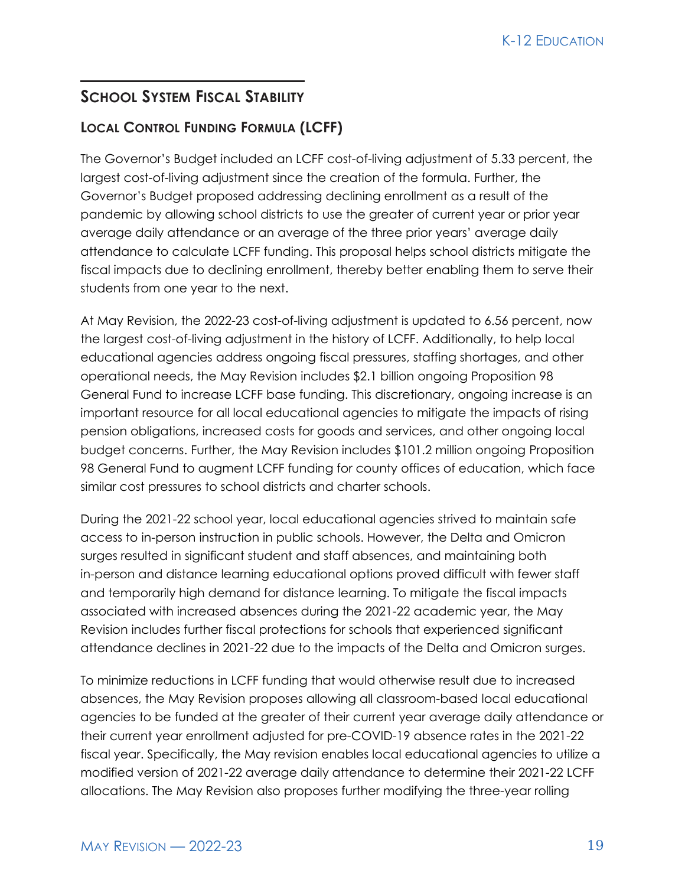## School System Fiscal Stability

### Local Control Funding Formula (LCFF)

The Governor's Budget included an LCFF cost-of-living adjustment of 5.33 percent, the largest cost-of-living adjustment since the creation of the formula. Further, the Governor's Budget proposed addressing declining enrollment as a result of the pandemic by allowing school districts to use the greater of current year or prior year average daily attendance or an average of the three prior years' average daily attendance to calculate LCFF funding. This proposal helps school districts mitigate the fiscal impacts due to declining enrollment, thereby better enabling them to serve their students from one year to the next.

At May Revision, the 2022-23 cost-of-living adjustment is updated to 6.56 percent, now the largest cost-of-living adjustment in the history of LCFF. Additionally, to help local educational agencies address ongoing fiscal pressures, staffing shortages, and other operational needs, the May Revision includes $2.1 billion ongoing Proposition 98 General Fund to increase LCFF base funding. This discretionary, ongoing increase is an important resource for all local educational agencies to mitigate the impacts of rising pension obligations, increased costs for goods and services, and other ongoing local budget concerns. Further, the May Revision includes $101.2 million ongoing Proposition 98 General Fund to augment LCFF funding for county offices of education, which face similar cost pressures to school districts and charter schools.

During the 2021-22 school year, local educational agencies strived to maintain safe access to in-person instruction in public schools. However, the Delta and Omicron surges resulted in significant student and staff absences, and maintaining both in-person and distance learning educational options proved difficult with fewer staff and temporarily high demand for distance learning. To mitigate the fiscal impacts associated with increased absences during the 2021-22 academic year, the May Revision includes further fiscal protections for schools that experienced significant attendance declines in 2021-22 due to the impacts of the Delta and Omicron surges.

To minimize reductions in LCFF funding that would otherwise result due to increased absences, the May Revision proposes allowing all classroom-based local educational agencies to be funded at the greater of their current year average daily attendance or their current year enrollment adjusted for pre-COVID-19 absence rates in the 2021-22 fiscal year. Specifically, the May revision enables local educational agencies to utilize a modified version of 2021-22 average daily attendance to determine their 2021-22 LCFF allocations. The May Revision also proposes further modifying the three-year rolling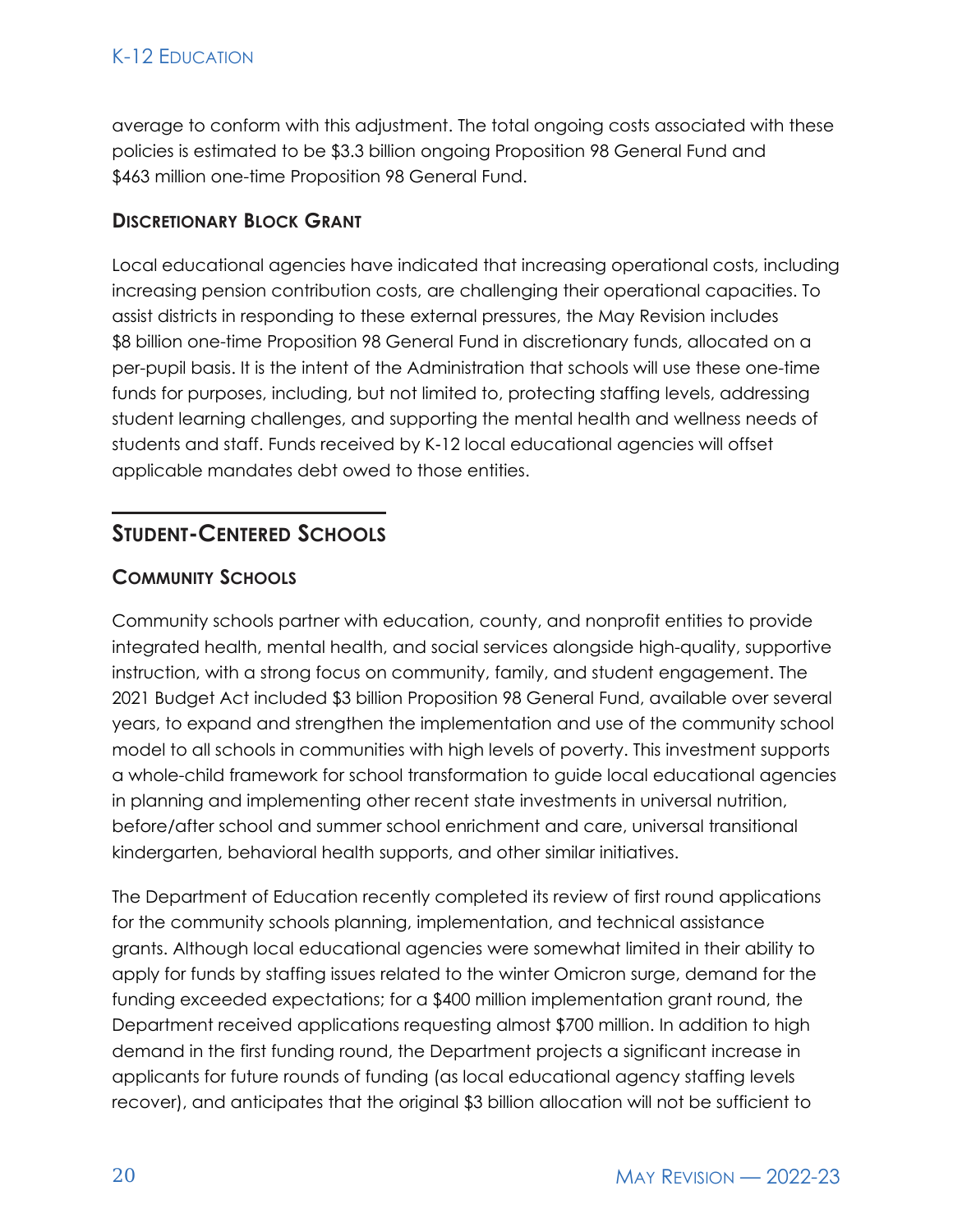average to conform with this adjustment. The total ongoing costs associated with these policies is estimated to be $3.3 billion ongoing Proposition 98 General Fund and $463 million one-time Proposition 98 General Fund.

### Discretionary Block Grant

Local educational agencies have indicated that increasing operational costs, including increasing pension contribution costs, are challenging their operational capacities. To assist districts in responding to these external pressures, the May Revision includes $8 billion one-time Proposition 98 General Fund in discretionary funds, allocated on a per-pupil basis. It is the intent of the Administration that schools will use these one-time funds for purposes, including, but not limited to, protecting staffing levels, addressing student learning challenges, and supporting the mental health and wellness needs of students and staff. Funds received by K-12 local educational agencies will offset applicable mandates debt owed to those entities.

## Student-Centered Schools

### Community Schools

Community schools partner with education, county, and nonprofit entities to provide integrated health, mental health, and social services alongside high-quality, supportive instruction, with a strong focus on community, family, and student engagement. The 2021 Budget Act included $3 billion Proposition 98 General Fund, available over several years, to expand and strengthen the implementation and use of the community school model to all schools in communities with high levels of poverty. This investment supports a whole-child framework for school transformation to guide local educational agencies in planning and implementing other recent state investments in universal nutrition, before/after school and summer school enrichment and care, universal transitional kindergarten, behavioral health supports, and other similar initiatives.

The Department of Education recently completed its review of first round applications for the community schools planning, implementation, and technical assistance grants. Although local educational agencies were somewhat limited in their ability to apply for funds by staffing issues related to the winter Omicron surge, demand for the funding exceeded expectations; for a $400 million implementation grant round, the Department received applications requesting almost $700 million. In addition to high demand in the first funding round, the Department projects a significant increase in applicants for future rounds of funding (as local educational agency staffing levels recover), and anticipates that the original $3 billion allocation will not be sufficient to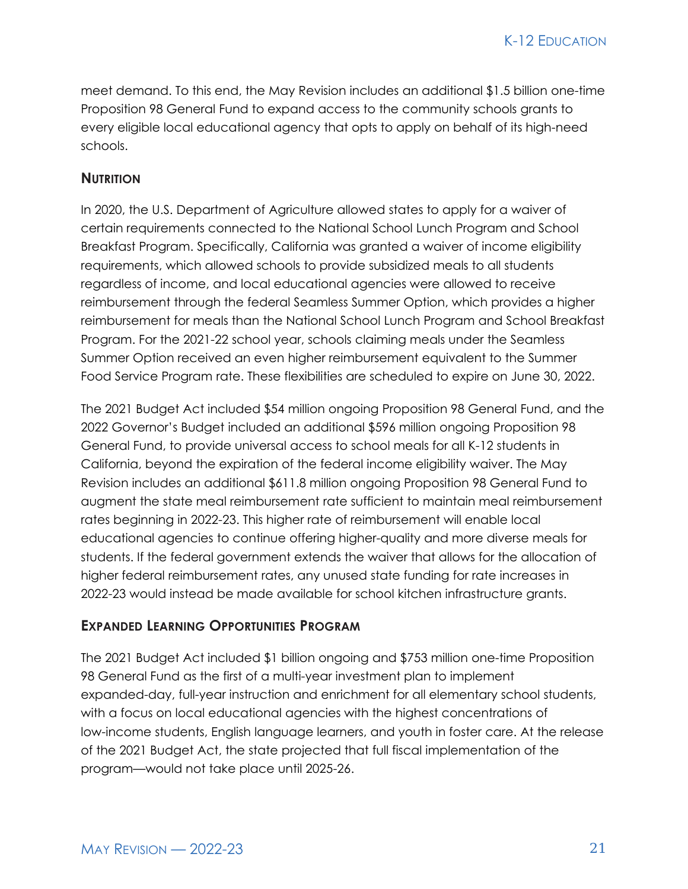meet demand. To this end, the May Revision includes an additional $1.5 billion one-time Proposition 98 General Fund to expand access to the community schools grants to every eligible local educational agency that opts to apply on behalf of its high-need schools.

### Nutrition

In 2020, the U.S. Department of Agriculture allowed states to apply for a waiver of certain requirements connected to the National School Lunch Program and School Breakfast Program. Specifically, California was granted a waiver of income eligibility requirements, which allowed schools to provide subsidized meals to all students regardless of income, and local educational agencies were allowed to receive reimbursement through the federal Seamless Summer Option, which provides a higher reimbursement for meals than the National School Lunch Program and School Breakfast Program. For the 2021-22 school year, schools claiming meals under the Seamless Summer Option received an even higher reimbursement equivalent to the Summer Food Service Program rate. These flexibilities are scheduled to expire on June 30, 2022.

The 2021 Budget Act included $54 million ongoing Proposition 98 General Fund, and the 2022 Governor's Budget included an additional $596 million ongoing Proposition 98 General Fund, to provide universal access to school meals for all K-12 students in California, beyond the expiration of the federal income eligibility waiver. The May Revision includes an additional $611.8 million ongoing Proposition 98 General Fund to augment the state meal reimbursement rate sufficient to maintain meal reimbursement rates beginning in 2022-23. This higher rate of reimbursement will enable local educational agencies to continue offering higher-quality and more diverse meals for students. If the federal government extends the waiver that allows for the allocation of higher federal reimbursement rates, any unused state funding for rate increases in 2022-23 would instead be made available for school kitchen infrastructure grants.

### Expanded Learning Opportunities Program

The 2021 Budget Act included $1 billion ongoing and $753 million one-time Proposition 98 General Fund as the first of a multi-year investment plan to implement expanded-day, full-year instruction and enrichment for all elementary school students, with a focus on local educational agencies with the highest concentrations of low-income students, English language learners, and youth in foster care. At the release of the 2021 Budget Act, the state projected that full fiscal implementation of the program—would not take place until 2025-26.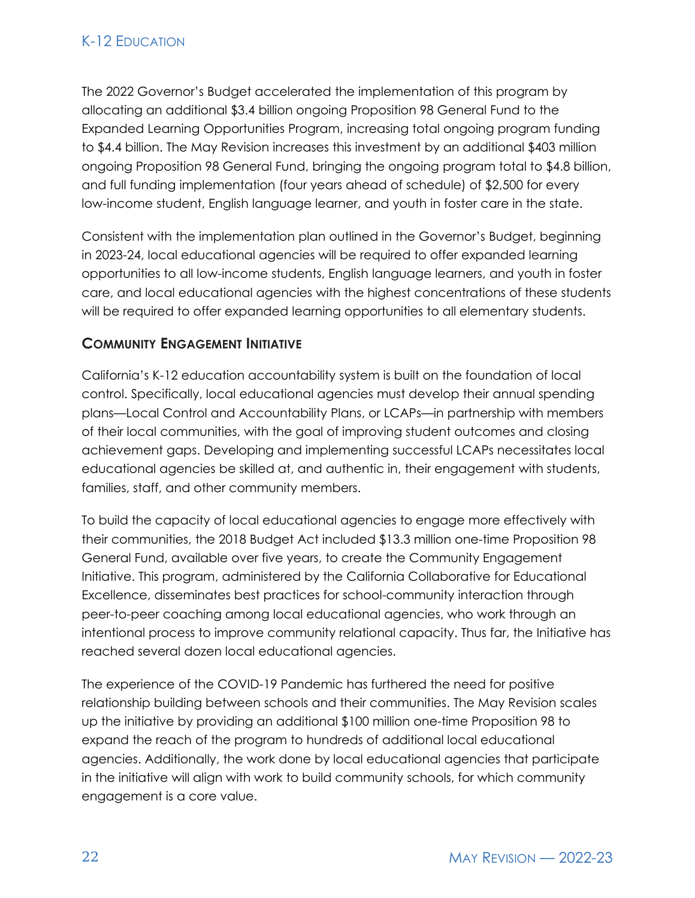The 2022 Governor's Budget accelerated the implementation of this program by allocating an additional $3.4 billion ongoing Proposition 98 General Fund to the Expanded Learning Opportunities Program, increasing total ongoing program funding to $4.4 billion. The May Revision increases this investment by an additional $403 million ongoing Proposition 98 General Fund, bringing the ongoing program total to $4.8 billion, and full funding implementation (four years ahead of schedule) of $2,500 for every low-income student, English language learner, and youth in foster care in the state.

Consistent with the implementation plan outlined in the Governor's Budget, beginning in 2023-24, local educational agencies will be required to offer expanded learning opportunities to all low-income students, English language learners, and youth in foster care, and local educational agencies with the highest concentrations of these students will be required to offer expanded learning opportunities to all elementary students.

### Community Engagement Initiative

California's K-12 education accountability system is built on the foundation of local control. Specifically, local educational agencies must develop their annual spending plans—Local Control and Accountability Plans, or LCAPs—in partnership with members of their local communities, with the goal of improving student outcomes and closing achievement gaps. Developing and implementing successful LCAPs necessitates local educational agencies be skilled at, and authentic in, their engagement with students, families, staff, and other community members.

To build the capacity of local educational agencies to engage more effectively with their communities, the 2018 Budget Act included $13.3 million one-time Proposition 98 General Fund, available over five years, to create the Community Engagement Initiative. This program, administered by the California Collaborative for Educational Excellence, disseminates best practices for school-community interaction through peer-to-peer coaching among local educational agencies, who work through an intentional process to improve community relational capacity. Thus far, the Initiative has reached several dozen local educational agencies.

The experience of the COVID-19 Pandemic has furthered the need for positive relationship building between schools and their communities. The May Revision scales up the initiative by providing an additional $100 million one-time Proposition 98 to expand the reach of the program to hundreds of additional local educational agencies. Additionally, the work done by local educational agencies that participate in the initiative will align with work to build community schools, for which community engagement is a core value.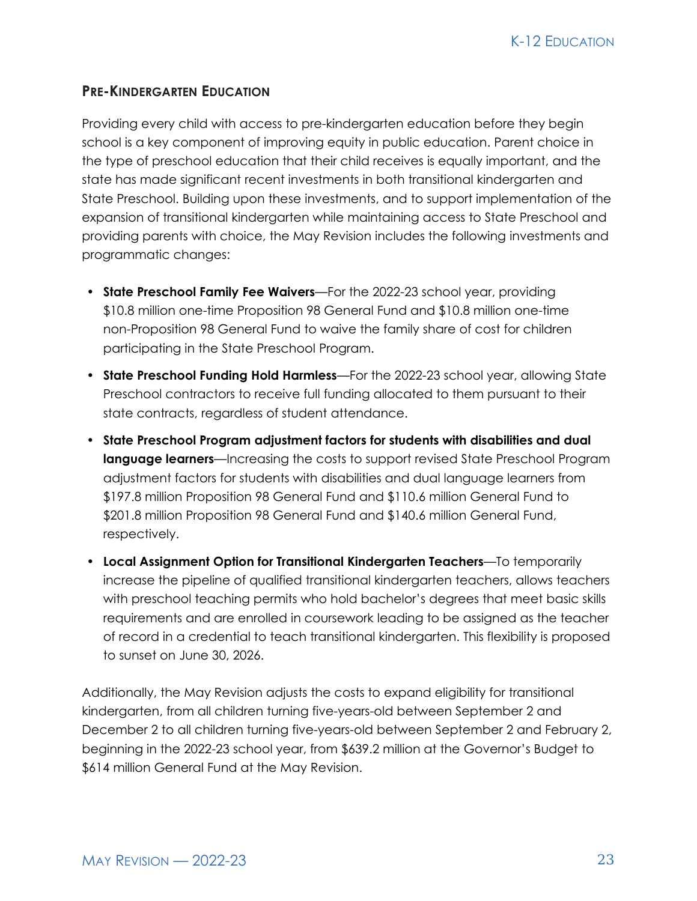## Pre-Kindergarten Education

Providing every child with access to pre-kindergarten education before they begin school is a key component of improving equity in public education. Parent choice in the type of preschool education that their child receives is equally important, and the state has made significant recent investments in both transitional kindergarten and State Preschool. Building upon these investments, and to support implementation of the expansion of transitional kindergarten while maintaining access to State Preschool and providing parents with choice, the May Revision includes the following investments and programmatic changes:

- **State Preschool Family Fee Waivers**—For the 2022-23 school year, providing $10.8 million one-time Proposition 98 General Fund and $10.8 million one-time non-Proposition 98 General Fund to waive the family share of cost for children participating in the State Preschool Program.
- **State Preschool Funding Hold Harmless**—For the 2022-23 school year, allowing State Preschool contractors to receive full funding allocated to them pursuant to their state contracts, regardless of student attendance.
- **State Preschool Program adjustment factors for students with disabilities and dual language learners**—Increasing the costs to support revised State Preschool Program adjustment factors for students with disabilities and dual language learners from $197.8 million Proposition 98 General Fund and $110.6 million General Fund to $201.8 million Proposition 98 General Fund and $140.6 million General Fund, respectively.
- **Local Assignment Option for Transitional Kindergarten Teachers**—To temporarily increase the pipeline of qualified transitional kindergarten teachers, allows teachers with preschool teaching permits who hold bachelor's degrees that meet basic skills requirements and are enrolled in coursework leading to be assigned as the teacher of record in a credential to teach transitional kindergarten. This flexibility is proposed to sunset on June 30, 2026.

Additionally, the May Revision adjusts the costs to expand eligibility for transitional kindergarten, from all children turning five-years-old between September 2 and December 2 to all children turning five-years-old between September 2 and February 2, beginning in the 2022-23 school year, from $639.2 million at the Governor's Budget to $614 million General Fund at the May Revision.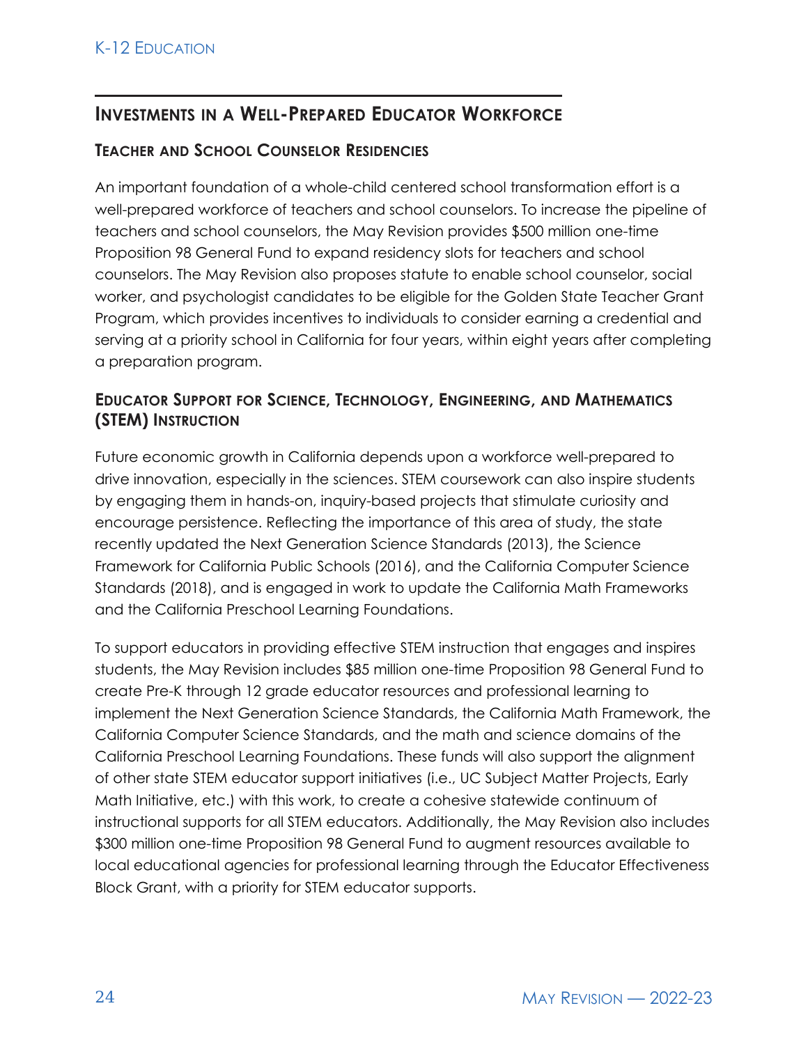## Investments in a Well-Prepared Educator Workforce

### Teacher and School Counselor Residencies

An important foundation of a whole-child centered school transformation effort is a well-prepared workforce of teachers and school counselors. To increase the pipeline of teachers and school counselors, the May Revision provides $500 million one-time Proposition 98 General Fund to expand residency slots for teachers and school counselors. The May Revision also proposes statute to enable school counselor, social worker, and psychologist candidates to be eligible for the Golden State Teacher Grant Program, which provides incentives to individuals to consider earning a credential and serving at a priority school in California for four years, within eight years after completing a preparation program.

### Educator Support for Science, Technology, Engineering, and Mathematics (STEM) Instruction

Future economic growth in California depends upon a workforce well-prepared to drive innovation, especially in the sciences. STEM coursework can also inspire students by engaging them in hands-on, inquiry-based projects that stimulate curiosity and encourage persistence. Reflecting the importance of this area of study, the state recently updated the Next Generation Science Standards (2013), the Science Framework for California Public Schools (2016), and the California Computer Science Standards (2018), and is engaged in work to update the California Math Frameworks and the California Preschool Learning Foundations.

To support educators in providing effective STEM instruction that engages and inspires students, the May Revision includes $85 million one-time Proposition 98 General Fund to create Pre-K through 12 grade educator resources and professional learning to implement the Next Generation Science Standards, the California Math Framework, the California Computer Science Standards, and the math and science domains of the California Preschool Learning Foundations. These funds will also support the alignment of other state STEM educator support initiatives (i.e., UC Subject Matter Projects, Early Math Initiative, etc.) with this work, to create a cohesive statewide continuum of instructional supports for all STEM educators. Additionally, the May Revision also includes $300 million one-time Proposition 98 General Fund to augment resources available to local educational agencies for professional learning through the Educator Effectiveness Block Grant, with a priority for STEM educator supports.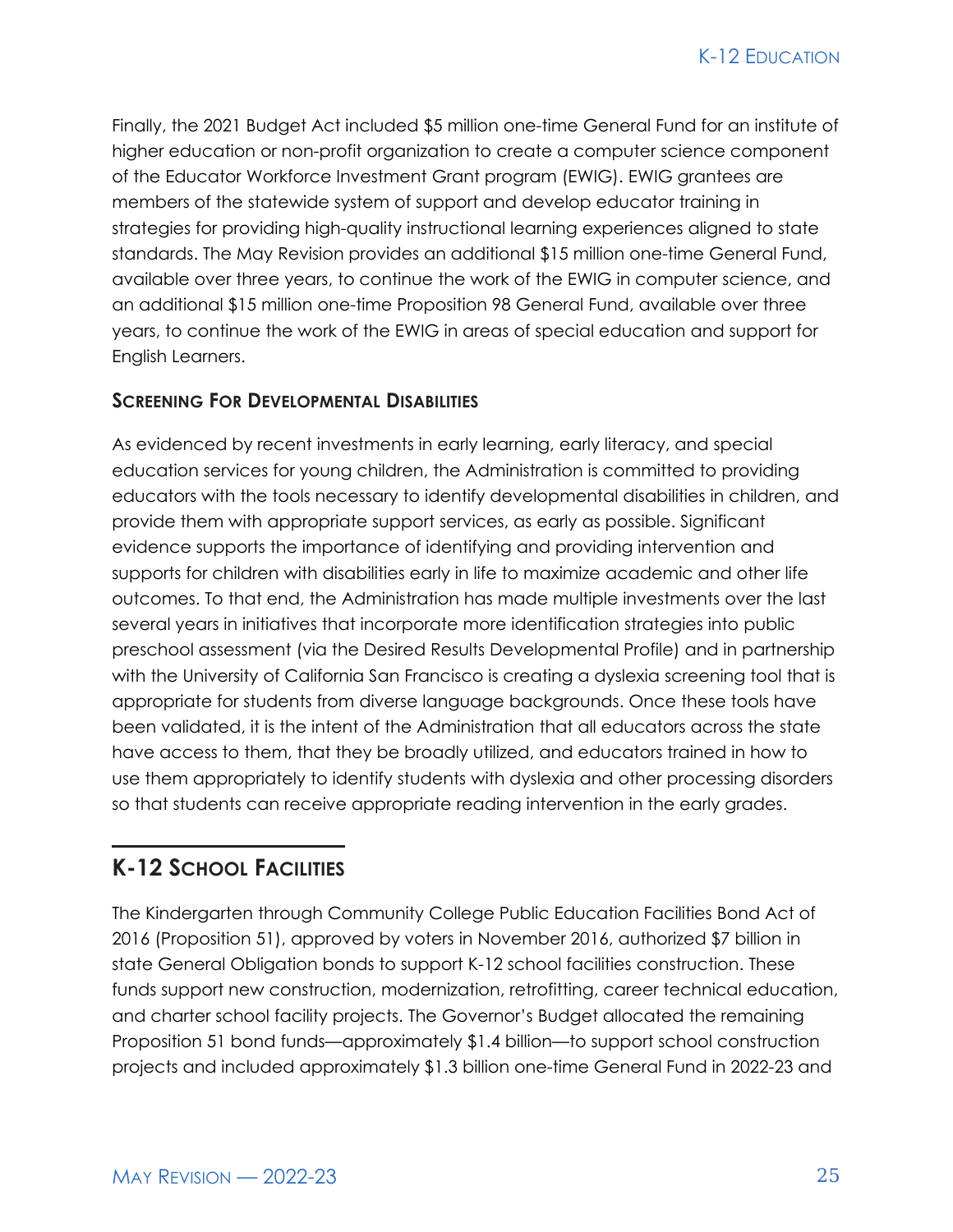Finally, the 2021 Budget Act included $5 million one-time General Fund for an institute of higher education or non-profit organization to create a computer science component of the Educator Workforce Investment Grant program (EWIG). EWIG grantees are members of the statewide system of support and develop educator training in strategies for providing high-quality instructional learning experiences aligned to state standards. The May Revision provides an additional $15 million one-time General Fund, available over three years, to continue the work of the EWIG in computer science, and an additional $15 million one-time Proposition 98 General Fund, available over three years, to continue the work of the EWIG in areas of special education and support for English Learners.

### Screening For Developmental Disabilities

As evidenced by recent investments in early learning, early literacy, and special education services for young children, the Administration is committed to providing educators with the tools necessary to identify developmental disabilities in children, and provide them with appropriate support services, as early as possible. Significant evidence supports the importance of identifying and providing intervention and supports for children with disabilities early in life to maximize academic and other life outcomes. To that end, the Administration has made multiple investments over the last several years in initiatives that incorporate more identification strategies into public preschool assessment (via the Desired Results Developmental Profile) and in partnership with the University of California San Francisco is creating a dyslexia screening tool that is appropriate for students from diverse language backgrounds. Once these tools have been validated, it is the intent of the Administration that all educators across the state have access to them, that they be broadly utilized, and educators trained in how to use them appropriately to identify students with dyslexia and other processing disorders so that students can receive appropriate reading intervention in the early grades.

## K-12 School Facilities

The Kindergarten through Community College Public Education Facilities Bond Act of 2016 (Proposition 51), approved by voters in November 2016, authorized $7 billion in state General Obligation bonds to support K-12 school facilities construction. These funds support new construction, modernization, retrofitting, career technical education, and charter school facility projects. The Governor's Budget allocated the remaining Proposition 51 bond funds—approximately $1.4 billion—to support school construction projects and included approximately $1.3 billion one-time General Fund in 2022-23 and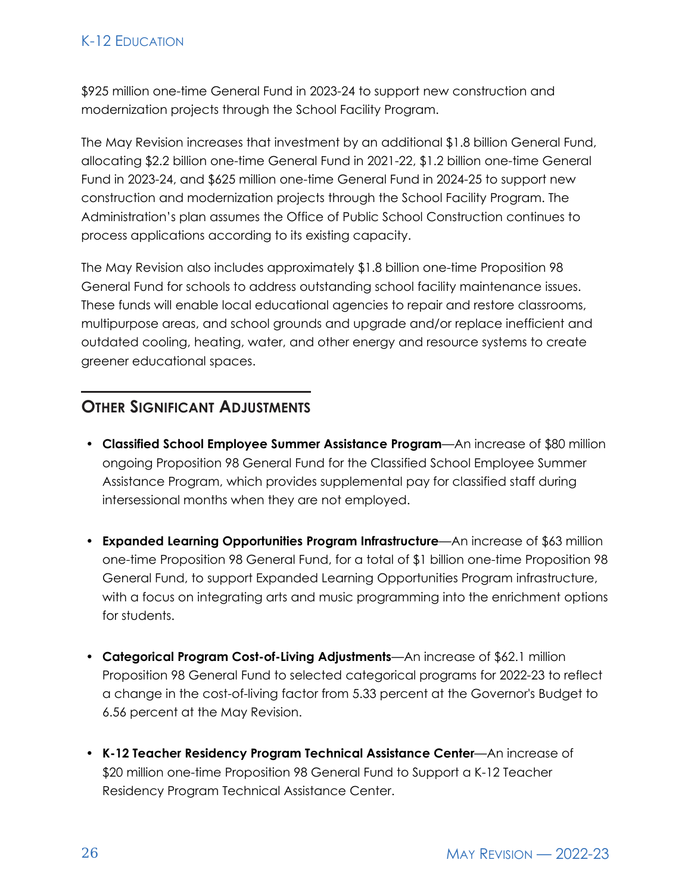$925 million one-time General Fund in 2023-24 to support new construction and modernization projects through the School Facility Program.

The May Revision increases that investment by an additional $1.8 billion General Fund, allocating $2.2 billion one-time General Fund in 2021-22, $1.2 billion one-time General Fund in 2023-24, and $625 million one-time General Fund in 2024-25 to support new construction and modernization projects through the School Facility Program. The Administration's plan assumes the Office of Public School Construction continues to process applications according to its existing capacity.

The May Revision also includes approximately $1.8 billion one-time Proposition 98 General Fund for schools to address outstanding school facility maintenance issues. These funds will enable local educational agencies to repair and restore classrooms, multipurpose areas, and school grounds and upgrade and/or replace inefficient and outdated cooling, heating, water, and other energy and resource systems to create greener educational spaces.

## Other Significant Adjustments

- **Classified School Employee Summer Assistance Program**—An increase of $80 million ongoing Proposition 98 General Fund for the Classified School Employee Summer Assistance Program, which provides supplemental pay for classified staff during intersessional months when they are not employed.

- **Expanded Learning Opportunities Program Infrastructure**—An increase of $63 million one-time Proposition 98 General Fund, for a total of $1 billion one-time Proposition 98 General Fund, to support Expanded Learning Opportunities Program infrastructure, with a focus on integrating arts and music programming into the enrichment options for students.

- **Categorical Program Cost-of-Living Adjustments**—An increase of $62.1 million Proposition 98 General Fund to selected categorical programs for 2022-23 to reflect a change in the cost-of-living factor from 5.33 percent at the Governor's Budget to 6.56 percent at the May Revision.

- **K-12 Teacher Residency Program Technical Assistance Center**—An increase of $20 million one-time Proposition 98 General Fund to Support a K-12 Teacher Residency Program Technical Assistance Center.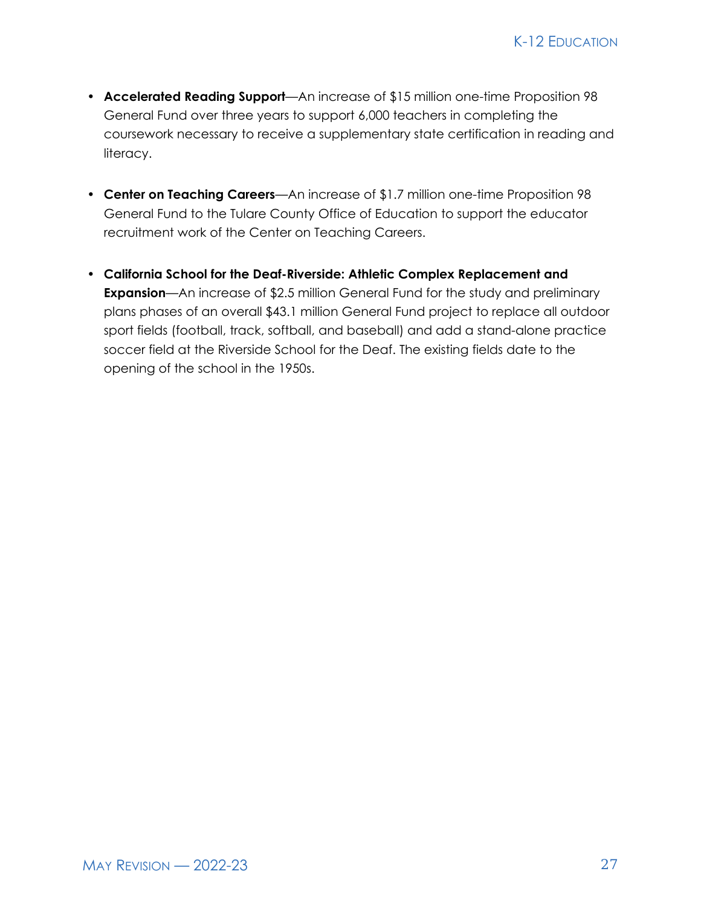- **Accelerated Reading Support**—An increase of $15 million one-time Proposition 98 General Fund over three years to support 6,000 teachers in completing the coursework necessary to receive a supplementary state certification in reading and literacy.

- **Center on Teaching Careers**—An increase of $1.7 million one-time Proposition 98 General Fund to the Tulare County Office of Education to support the educator recruitment work of the Center on Teaching Careers.

- **California School for the Deaf-Riverside: Athletic Complex Replacement and Expansion**—An increase of $2.5 million General Fund for the study and preliminary plans phases of an overall $43.1 million General Fund project to replace all outdoor sport fields (football, track, softball, and baseball) and add a stand-alone practice soccer field at the Riverside School for the Deaf. The existing fields date to the opening of the school in the 1950s.